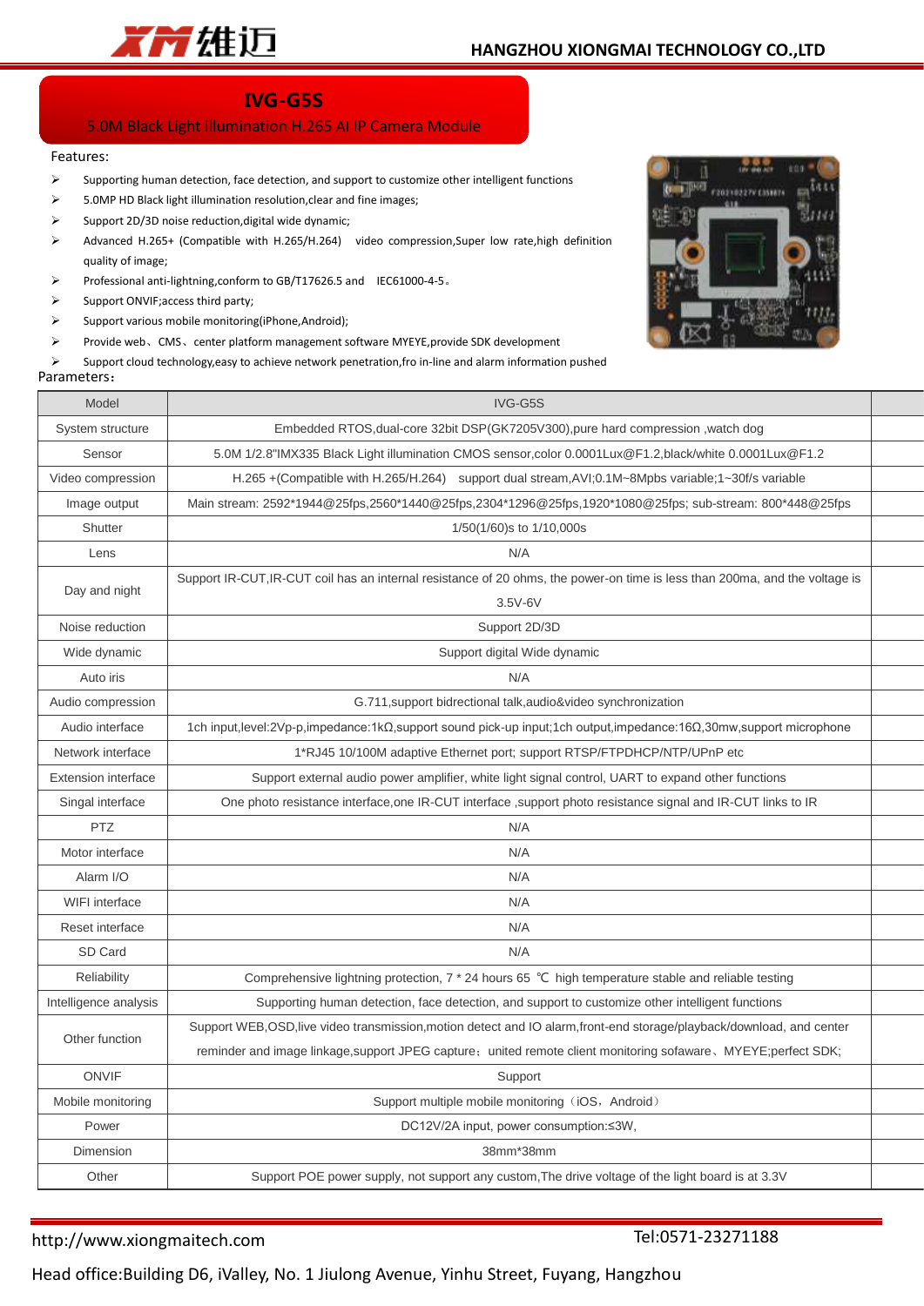# IVG-G5S

## 5.0M Black Light illumination H.265 AI IP Camera Module

Features:

- Supporting human detection, face detection, and support to customize other intelligent functions
- 5.0MP HD Black light illumination resolution,clear and fine images;
- Support 2D/3D noise reduction,digital wide dynamic;
- Advanced H.265+ (Compatible with H.265/H.264) video compression,Super low rate,high definition quality of image;
- Professional anti-lightning,conform to GB/T17626.5 and IEC61000-4-5。
- Support ONVIF;access third party;
- Support various mobile monitoring(iPhone,Android);
- Provide web、CMS、center platform management software MYEYE,provide SDK development
- Support cloud technology,easy to achieve network penetration,fro in-line and alarm information pushed

Parameters：

| Model | IVG-G5S |
|---|---|
| System structure | Embedded RTOS,dual-core 32bit DSP(GK7205V300),pure hard compression ,watch dog |
| Sensor | 5.0M 1/2.8"IMX335 Black Light illumination CMOS sensor,color 0.0001Lux@F1.2,black/white 0.0001Lux@F1.2 |
| Video compression | H.265 +(Compatible with H.265/H.264) support dual stream,AVI;0.1M~8Mpbs variable;1~30f/s variable |
| Image output | Main stream: 2592*1944@25fps,2560*1440@25fps,2304*1296@25fps,1920*1080@25fps; sub-stream: 800*448@25fps |
| Shutter | 1/50(1/60)s to 1/10,000s |
| Lens | N/A |
| Day and night | Support IR-CUT,IR-CUT coil has an internal resistance of 20 ohms, the power-on time is less than 200ma, and the voltage is 3.5V-6V |
| Noise reduction | Support 2D/3D |
| Wide dynamic | Support digital Wide dynamic |
| Auto iris | N/A |
| Audio compression | G.711,support bidrectional talk,audio&video synchronization |
| Audio interface | 1ch input,level:2Vp-p,impedance:1kΩ,support sound pick-up input;1ch output,impedance:16Ω,30mw,support microphone |
| Network interface | 1*RJ45 10/100M adaptive Ethernet port; support RTSP/FTPDHCP/NTP/UPnP etc |
| Extension interface | Support external audio power amplifier, white light signal control, UART to expand other functions |
| Singal interface | One photo resistance interface,one IR-CUT interface ,support photo resistance signal and IR-CUT links to IR |
| PTZ | N/A |
| Motor interface | N/A |
| Alarm I/O | N/A |
| WIFI interface | N/A |
| Reset interface | N/A |
| SD Card | N/A |
| Reliability | Comprehensive lightning protection, 7 * 24 hours 65 ℃ high temperature stable and reliable testing |
| Intelligence analysis | Supporting human detection, face detection, and support to customize other intelligent functions |
| Other function | Support WEB,OSD,live video transmission,motion detect and IO alarm,front-end storage/playback/download, and center reminder and image linkage,support JPEG capture；united remote client monitoring sofaware、MYEYE;perfect SDK; |
| ONVIF | Support |
| Mobile monitoring | Support multiple mobile monitoring（iOS，Android） |
| Power | DC12V/2A input, power consumption:≤3W, |
| Dimension | 38mm*38mm |
| Other | Support POE power supply, not support any custom,The drive voltage of the light board is at 3.3V |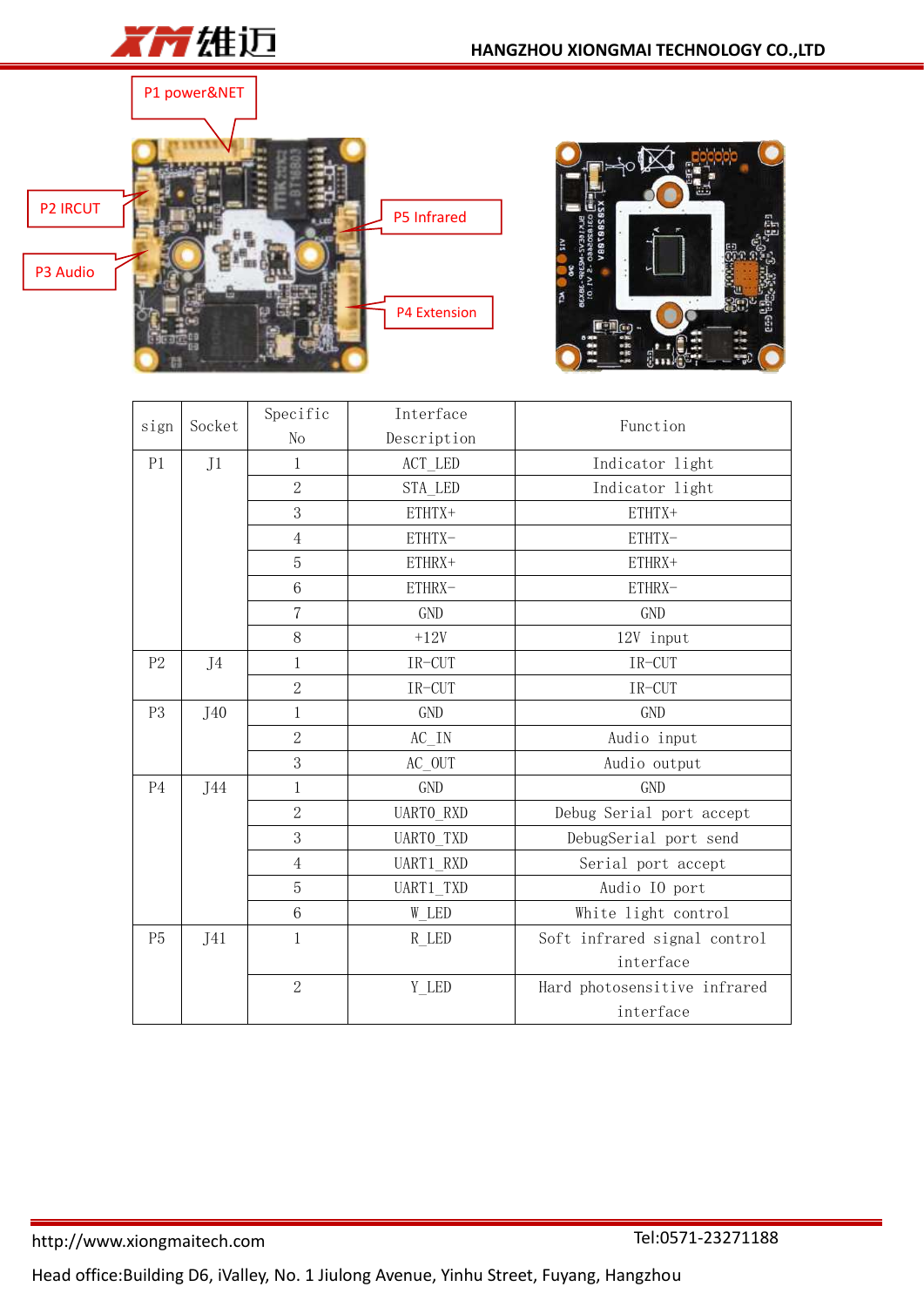P1 power&NET

P2 IRCUT

P3 Audio

P5 Infrared

P4 Extension

| sign | Socket | Specific No | Interface Description | Function |
|---|---|---|---|---|
| P1 | J1 | 1 | ACT_LED | Indicator light |
| | | 2 | STA_LED | Indicator light |
| | | 3 | ETHTX+ | ETHTX+ |
| | | 4 | ETHTX- | ETHTX- |
| | | 5 | ETHRX+ | ETHRX+ |
| | | 6 | ETHRX- | ETHRX- |
| | | 7 | GND | GND |
| | | 8 | +12V | 12V input |
| P2 | J4 | 1 | IR-CUT | IR-CUT |
| | | 2 | IR-CUT | IR-CUT |
| P3 | J40 | 1 | GND | GND |
| | | 2 | AC_IN | Audio input |
| | | 3 | AC_OUT | Audio output |
| P4 | J44 | 1 | GND | GND |
| | | 2 | UART0_RXD | Debug Serial port accept |
| | | 3 | UART0_TXD | DebugSerial port send |
| | | 4 | UART1_RXD | Serial port accept |
| | | 5 | UART1_TXD | Audio IO port |
| | | 6 | W_LED | White light control |
| P5 | J41 | 1 | R_LED | Soft infrared signal control interface |
| | | 2 | Y_LED | Hard photosensitive infrared interface |

http://www.xiongmaitech.com

Tel:0571-23271188

Head office:Building D6, iValley, No. 1 Jiulong Avenue, Yinhu Street, Fuyang, Hangzhou